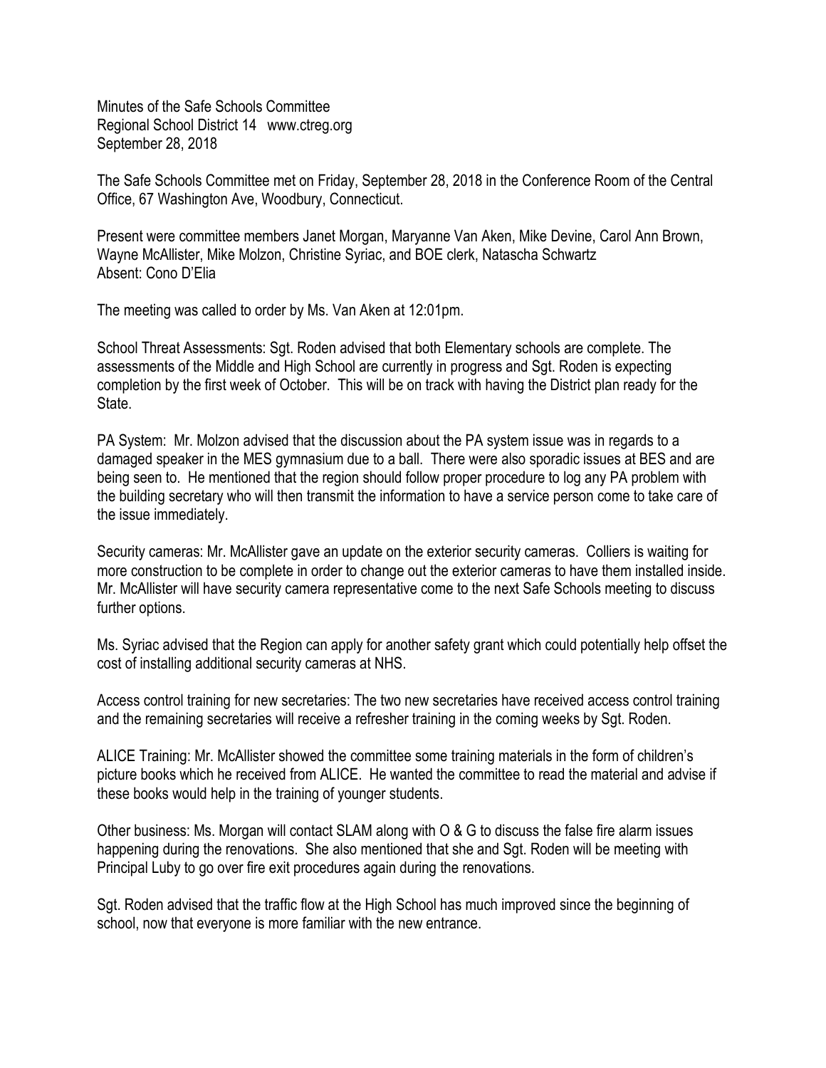Minutes of the Safe Schools Committee
Regional School District 14 www.ctreg.org
September 28, 2018

The Safe Schools Committee met on Friday, September 28, 2018 in the Conference Room of the Central Office, 67 Washington Ave, Woodbury, Connecticut.

Present were committee members Janet Morgan, Maryanne Van Aken, Mike Devine, Carol Ann Brown, Wayne McAllister, Mike Molzon, Christine Syriac, and BOE clerk, Natascha Schwartz
Absent: Cono D'Elia

The meeting was called to order by Ms. Van Aken at 12:01pm.

School Threat Assessments: Sgt. Roden advised that both Elementary schools are complete. The assessments of the Middle and High School are currently in progress and Sgt. Roden is expecting completion by the first week of October. This will be on track with having the District plan ready for the State.

PA System: Mr. Molzon advised that the discussion about the PA system issue was in regards to a damaged speaker in the MES gymnasium due to a ball. There were also sporadic issues at BES and are being seen to. He mentioned that the region should follow proper procedure to log any PA problem with the building secretary who will then transmit the information to have a service person come to take care of the issue immediately.

Security cameras: Mr. McAllister gave an update on the exterior security cameras. Colliers is waiting for more construction to be complete in order to change out the exterior cameras to have them installed inside. Mr. McAllister will have security camera representative come to the next Safe Schools meeting to discuss further options.

Ms. Syriac advised that the Region can apply for another safety grant which could potentially help offset the cost of installing additional security cameras at NHS.

Access control training for new secretaries: The two new secretaries have received access control training and the remaining secretaries will receive a refresher training in the coming weeks by Sgt. Roden.

ALICE Training: Mr. McAllister showed the committee some training materials in the form of children's picture books which he received from ALICE. He wanted the committee to read the material and advise if these books would help in the training of younger students.

Other business: Ms. Morgan will contact SLAM along with O & G to discuss the false fire alarm issues happening during the renovations. She also mentioned that she and Sgt. Roden will be meeting with Principal Luby to go over fire exit procedures again during the renovations.

Sgt. Roden advised that the traffic flow at the High School has much improved since the beginning of school, now that everyone is more familiar with the new entrance.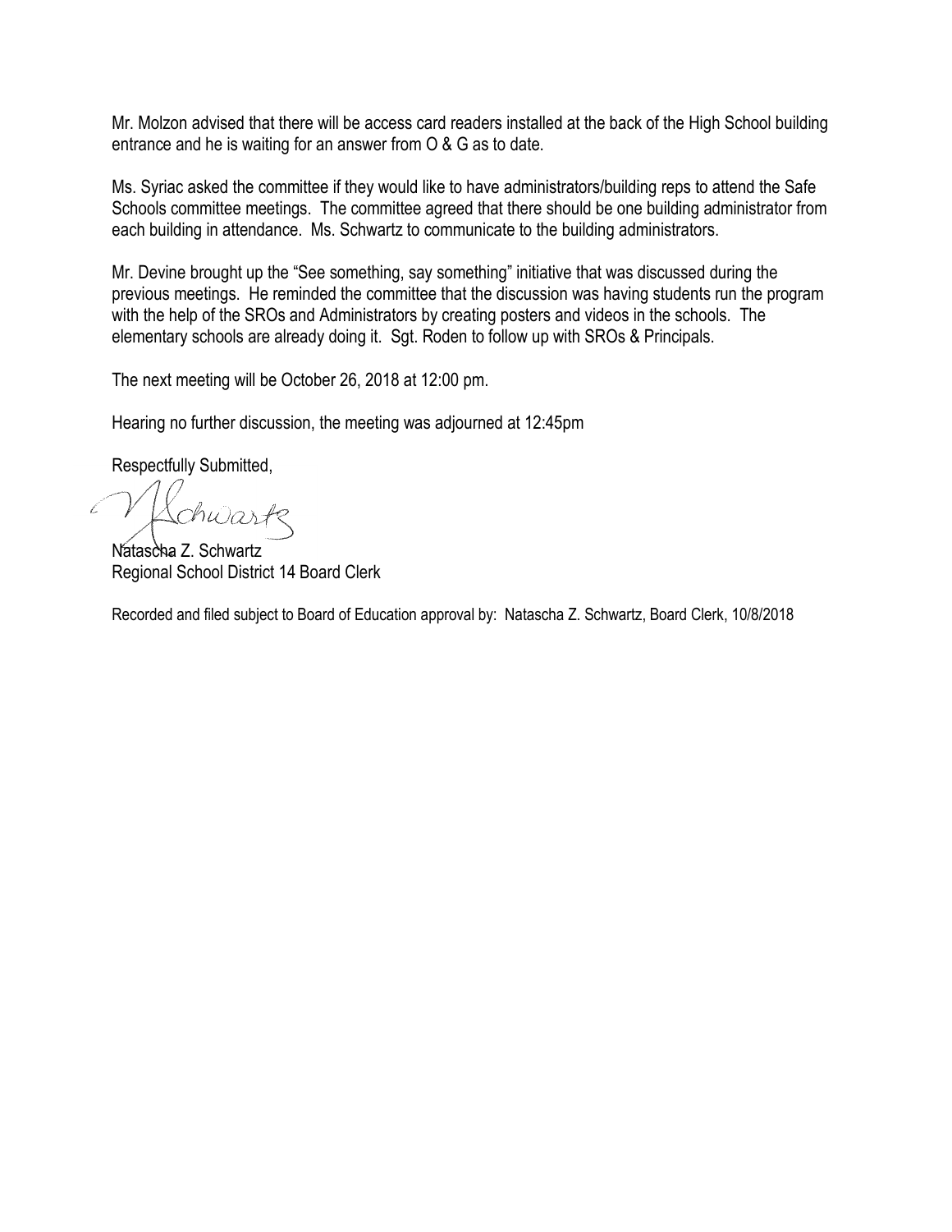Mr. Molzon advised that there will be access card readers installed at the back of the High School building entrance and he is waiting for an answer from O & G as to date.

Ms. Syriac asked the committee if they would like to have administrators/building reps to attend the Safe Schools committee meetings. The committee agreed that there should be one building administrator from each building in attendance. Ms. Schwartz to communicate to the building administrators.

Mr. Devine brought up the "See something, say something" initiative that was discussed during the previous meetings. He reminded the committee that the discussion was having students run the program with the help of the SROs and Administrators by creating posters and videos in the schools. The elementary schools are already doing it. Sgt. Roden to follow up with SROs & Principals.

The next meeting will be October 26, 2018 at 12:00 pm.

Hearing no further discussion, the meeting was adjourned at 12:45pm

Respectfully Submitted,

Natascha Z. Schwartz
Regional School District 14 Board Clerk

Recorded and filed subject to Board of Education approval by: Natascha Z. Schwartz, Board Clerk, 10/8/2018